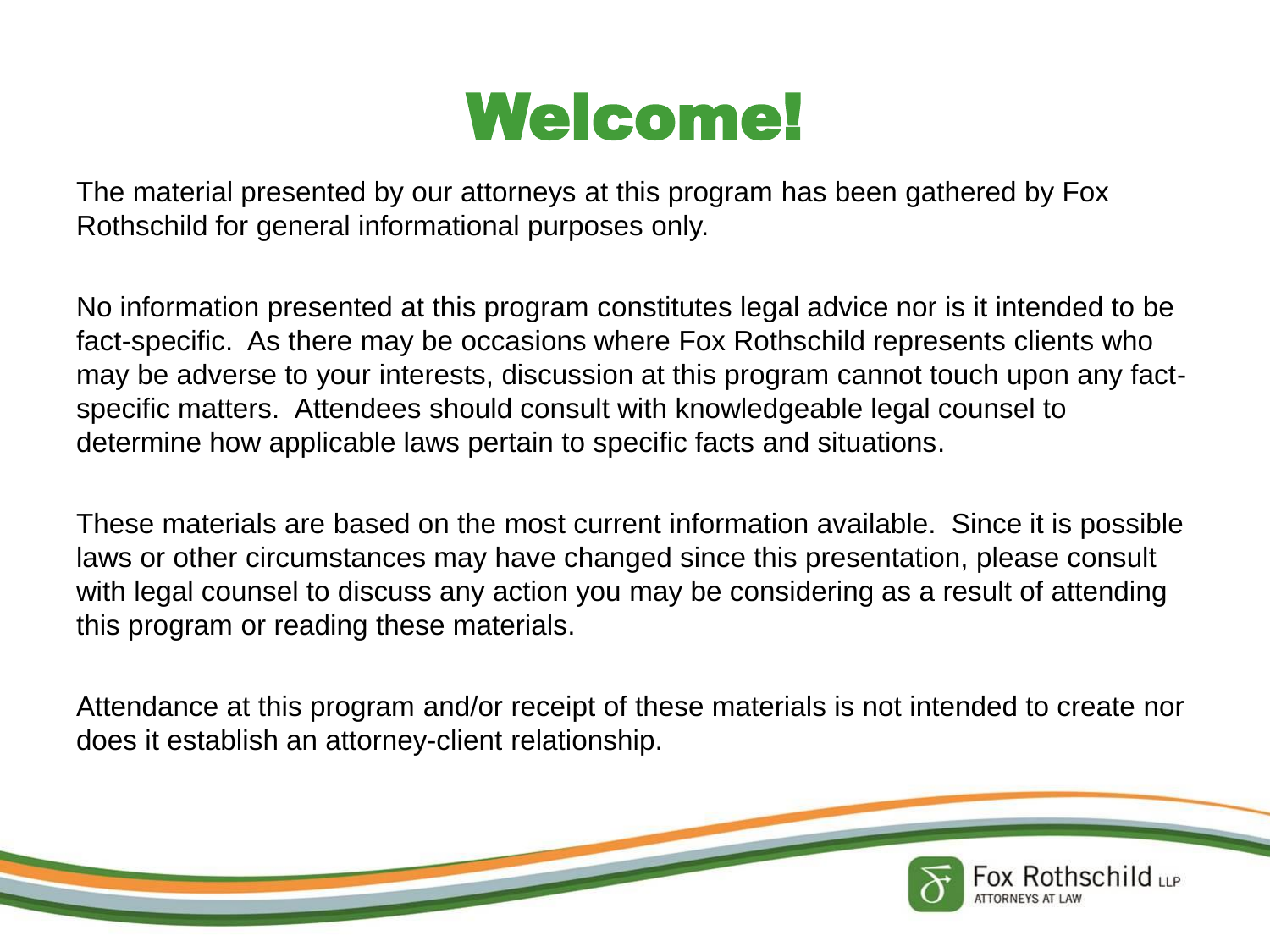# Welcome!

The material presented by our attorneys at this program has been gathered by Fox Rothschild for general informational purposes only.

No information presented at this program constitutes legal advice nor is it intended to be fact-specific. As there may be occasions where Fox Rothschild represents clients who may be adverse to your interests, discussion at this program cannot touch upon any fact-specific matters. Attendees should consult with knowledgeable legal counsel to determine how applicable laws pertain to specific facts and situations.

These materials are based on the most current information available. Since it is possible laws or other circumstances may have changed since this presentation, please consult with legal counsel to discuss any action you may be considering as a result of attending this program or reading these materials.

Attendance at this program and/or receipt of these materials is not intended to create nor does it establish an attorney-client relationship.

Fox Rothschild LLP
ATTORNEYS AT LAW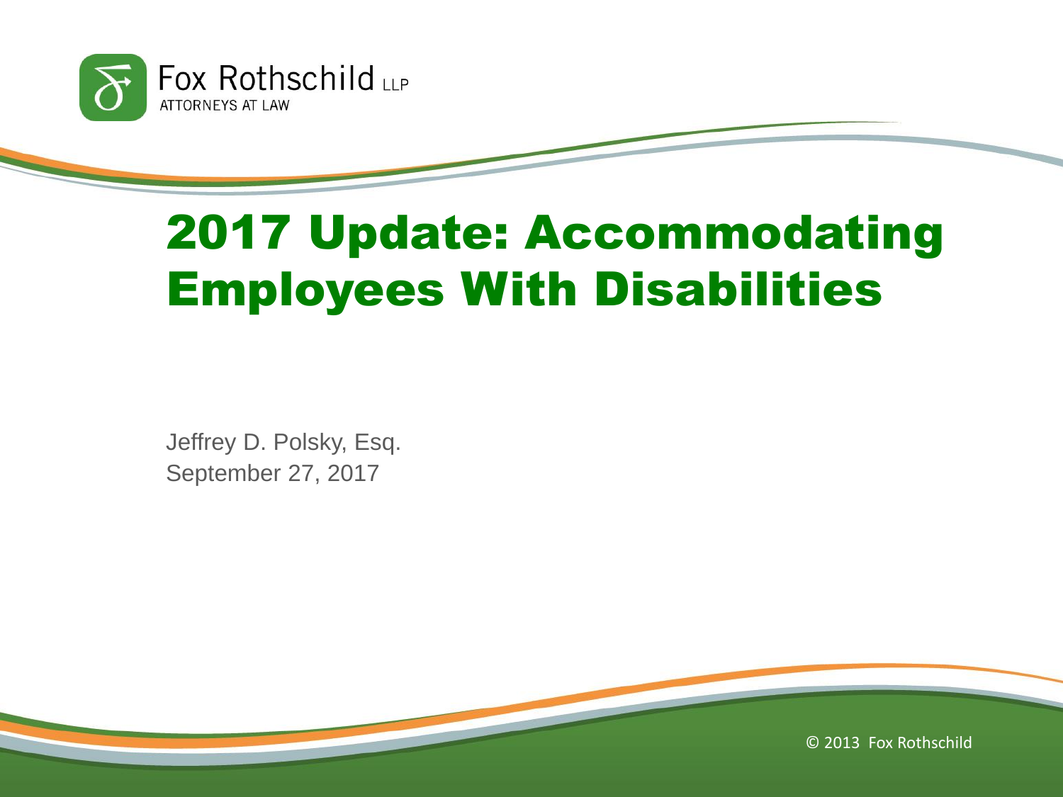# 2017 Update: Accommodating Employees With Disabilities

Jeffrey D. Polsky, Esq.
September 27, 2017

© 2013 Fox Rothschild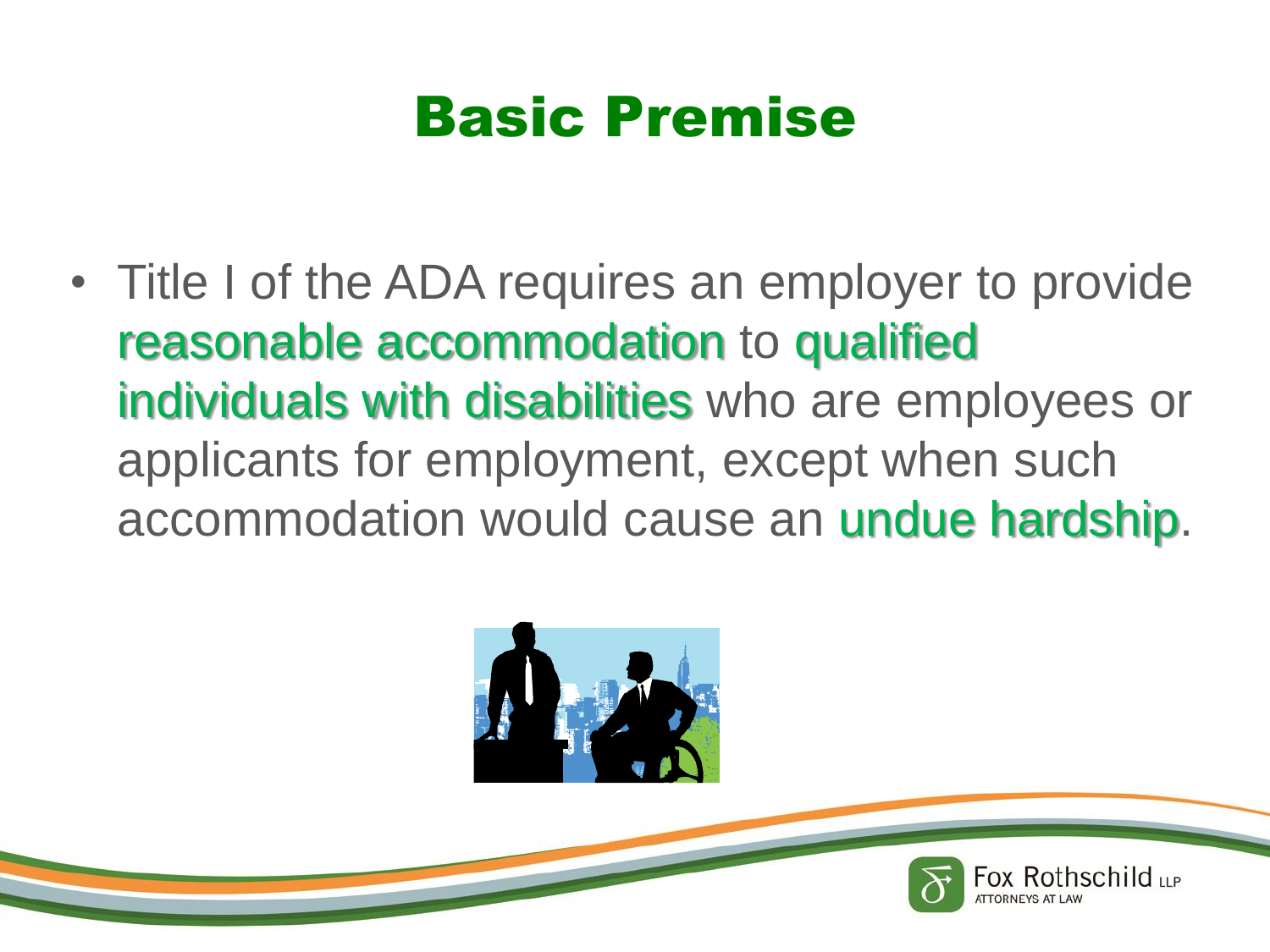# Basic Premise

- Title I of the ADA requires an employer to provide reasonable accommodation to qualified individuals with disabilities who are employees or applicants for employment, except when such accommodation would cause an undue hardship.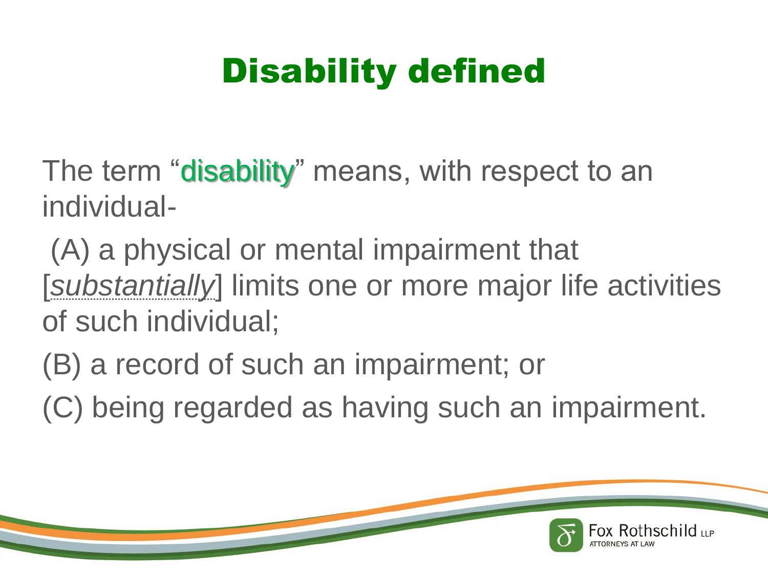# Disability defined

The term "disability" means, with respect to an individual-

(A) a physical or mental impairment that [*substantially*] limits one or more major life activities of such individual;

(B) a record of such an impairment; or

(C) being regarded as having such an impairment.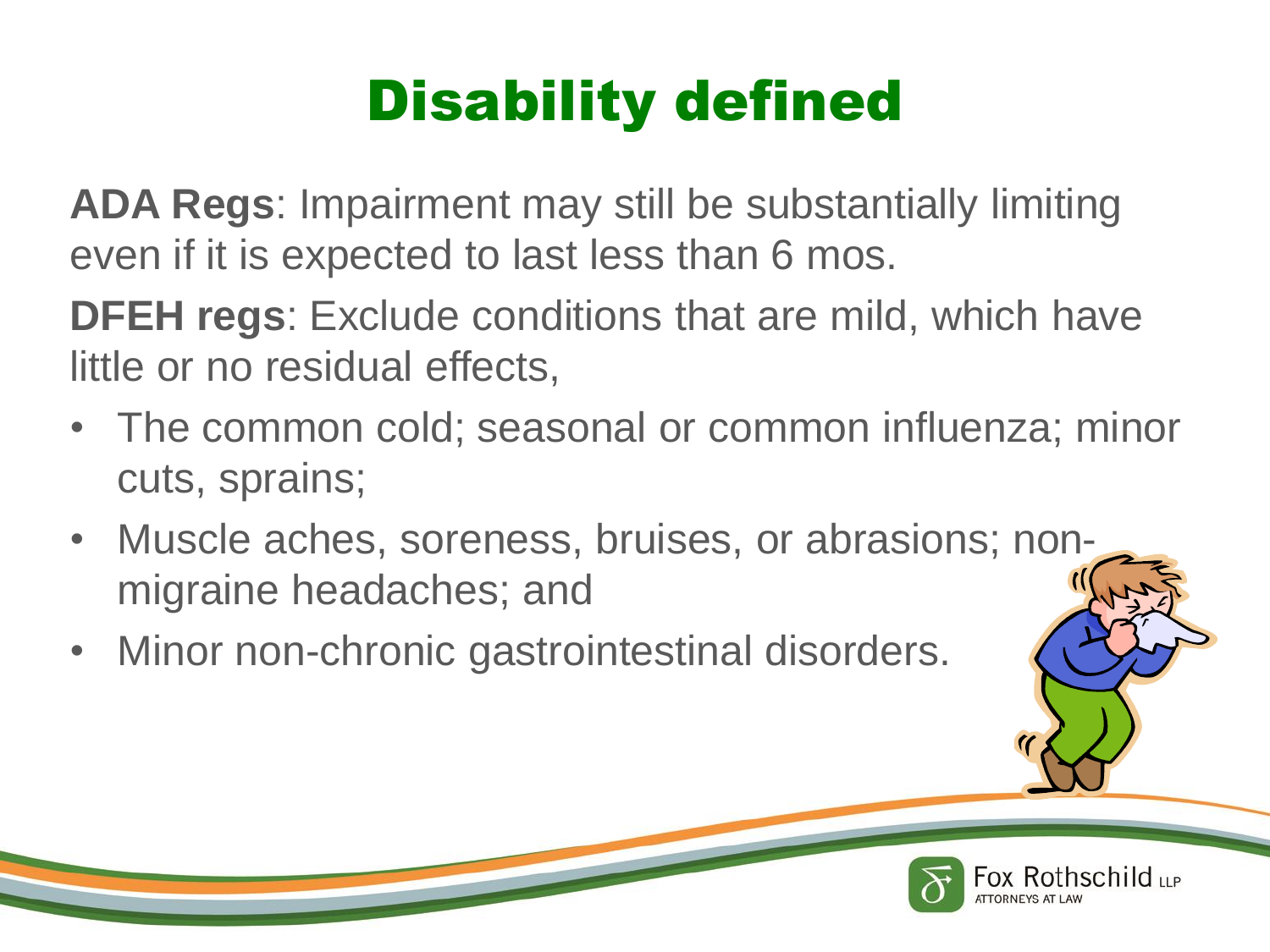# Disability defined

**ADA Regs**: Impairment may still be substantially limiting even if it is expected to last less than 6 mos.

**DFEH regs**: Exclude conditions that are mild, which have little or no residual effects,

- The common cold; seasonal or common influenza; minor cuts, sprains;
- Muscle aches, soreness, bruises, or abrasions; non-migraine headaches; and
- Minor non-chronic gastrointestinal disorders.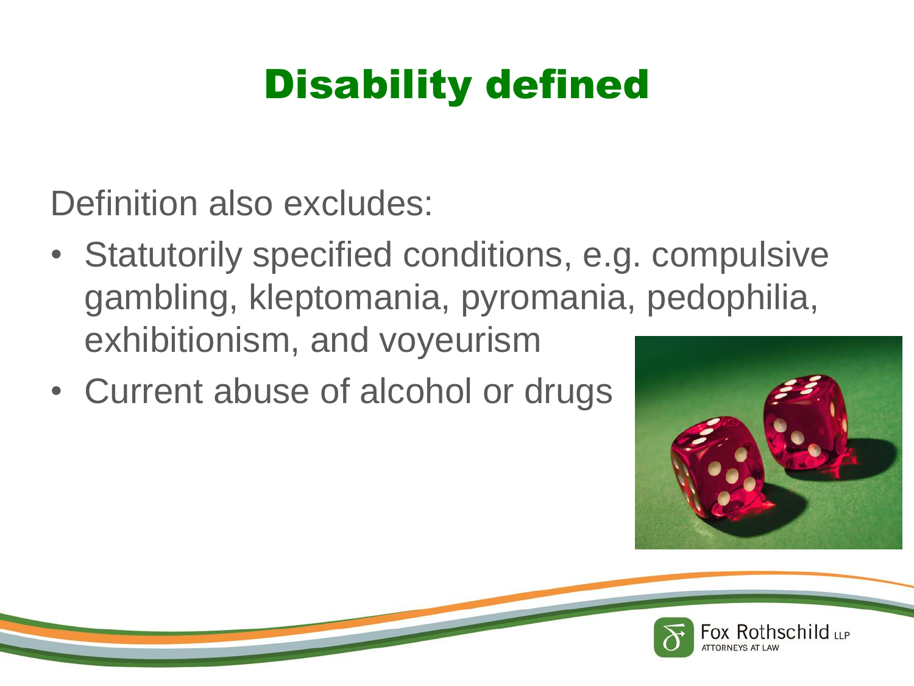# Disability defined

Definition also excludes:

- Statutorily specified conditions, e.g. compulsive gambling, kleptomania, pyromania, pedophilia, exhibitionism, and voyeurism
- Current abuse of alcohol or drugs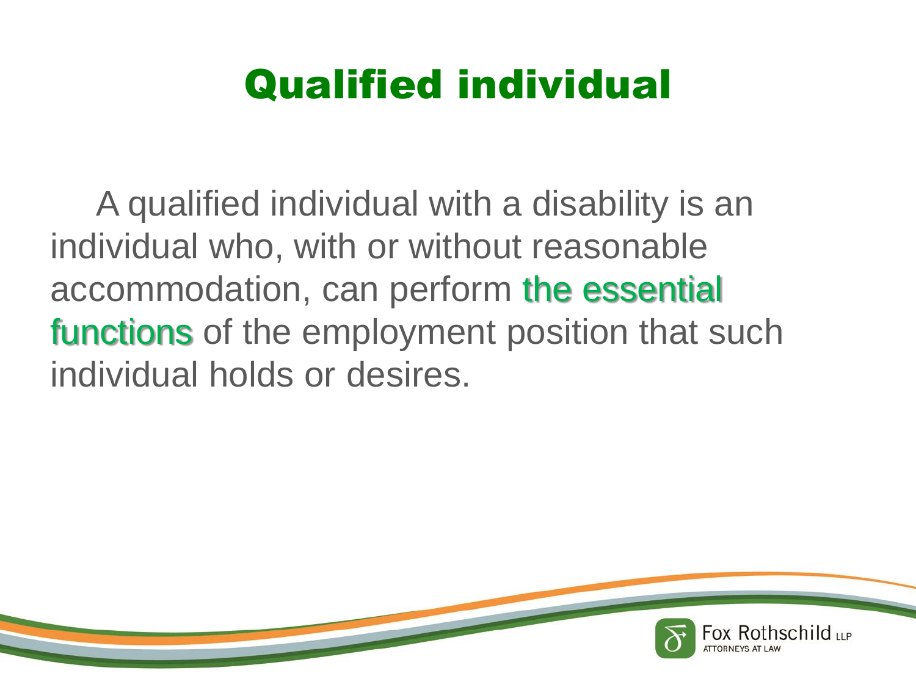# Qualified individual

A qualified individual with a disability is an individual who, with or without reasonable accommodation, can perform the essential functions of the employment position that such individual holds or desires.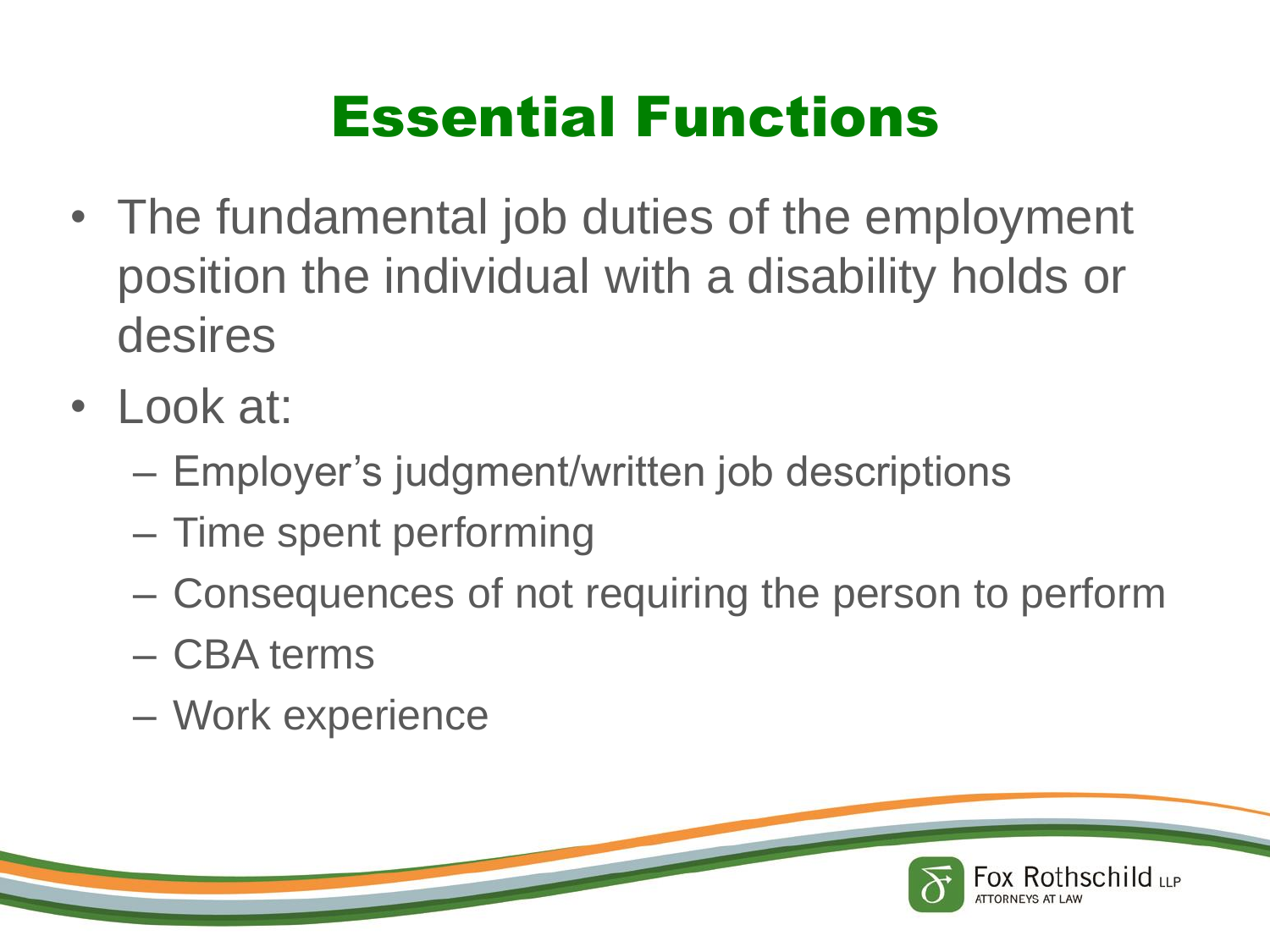# Essential Functions

- The fundamental job duties of the employment position the individual with a disability holds or desires
- Look at:
  - Employer's judgment/written job descriptions
  - Time spent performing
  - Consequences of not requiring the person to perform
  - CBA terms
  - Work experience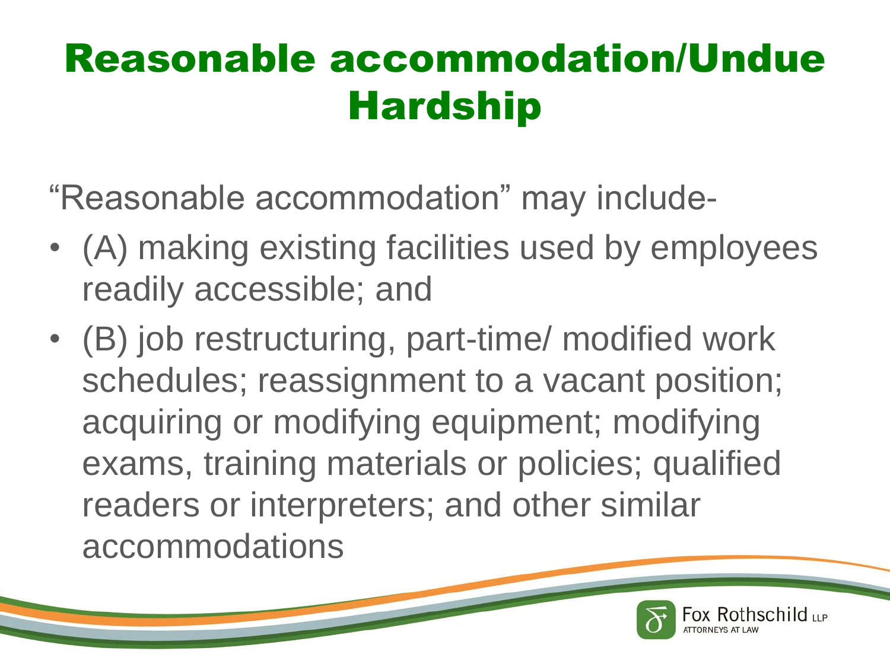# Reasonable accommodation/Undue Hardship

"Reasonable accommodation" may include-

- (A) making existing facilities used by employees readily accessible; and
- (B) job restructuring, part-time/ modified work schedules; reassignment to a vacant position; acquiring or modifying equipment; modifying exams, training materials or policies; qualified readers or interpreters; and other similar accommodations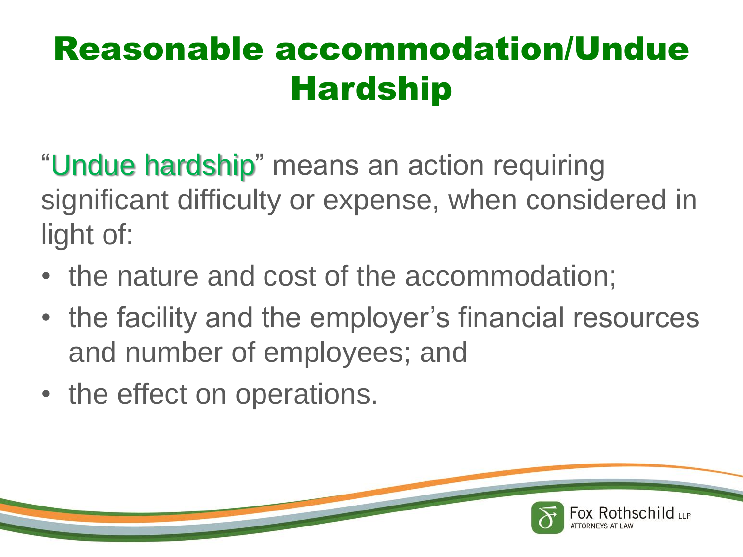# Reasonable accommodation/Undue Hardship

"Undue hardship" means an action requiring significant difficulty or expense, when considered in light of:

- the nature and cost of the accommodation;
- the facility and the employer's financial resources and number of employees; and
- the effect on operations.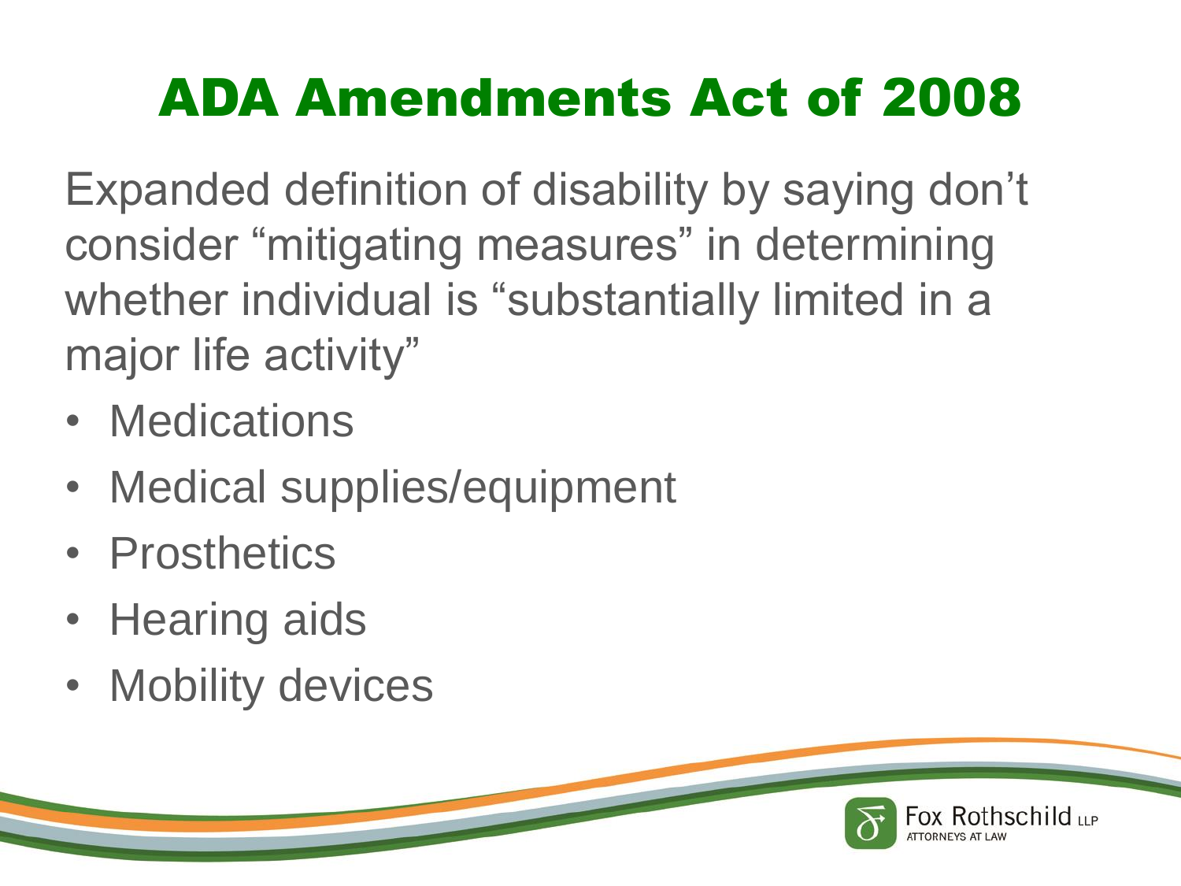# ADA Amendments Act of 2008

Expanded definition of disability by saying don't consider "mitigating measures" in determining whether individual is "substantially limited in a major life activity"

- Medications
- Medical supplies/equipment
- Prosthetics
- Hearing aids
- Mobility devices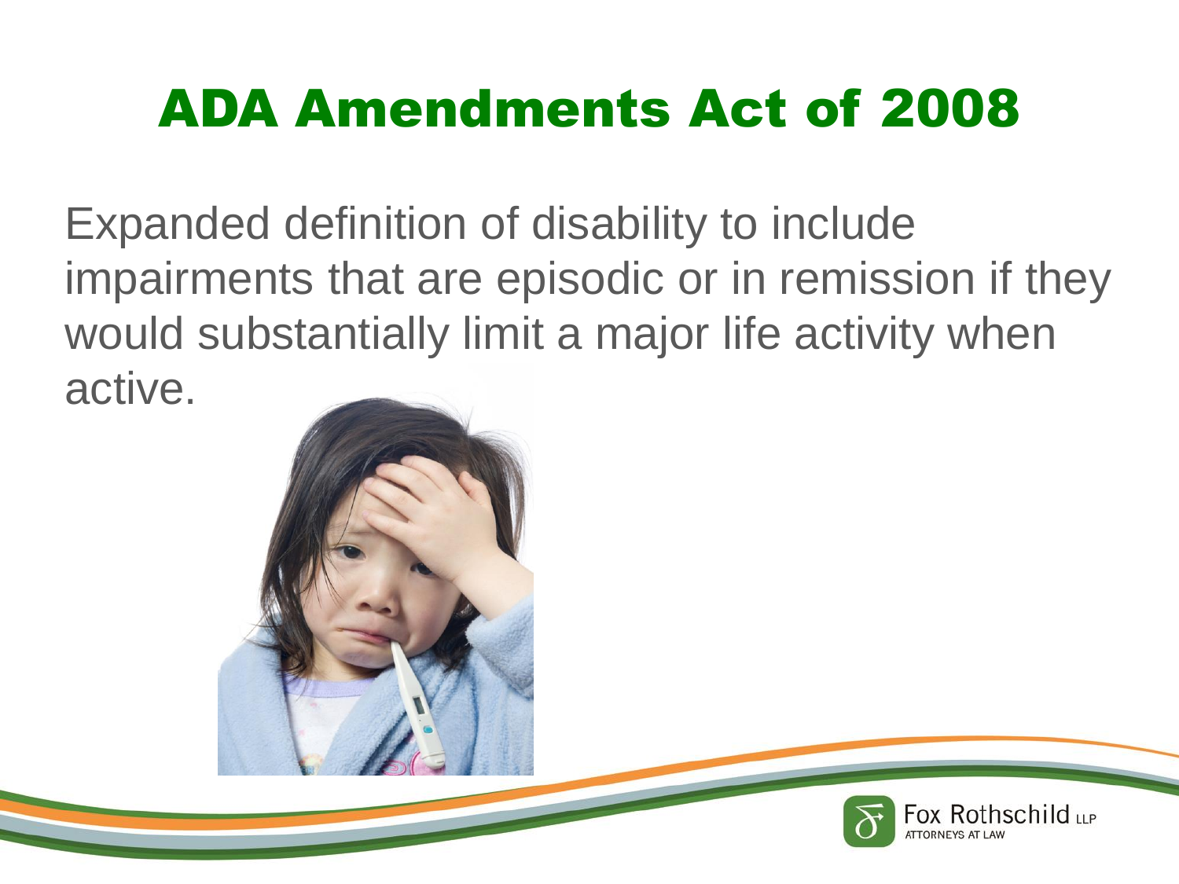# ADA Amendments Act of 2008

Expanded definition of disability to include impairments that are episodic or in remission if they would substantially limit a major life activity when active.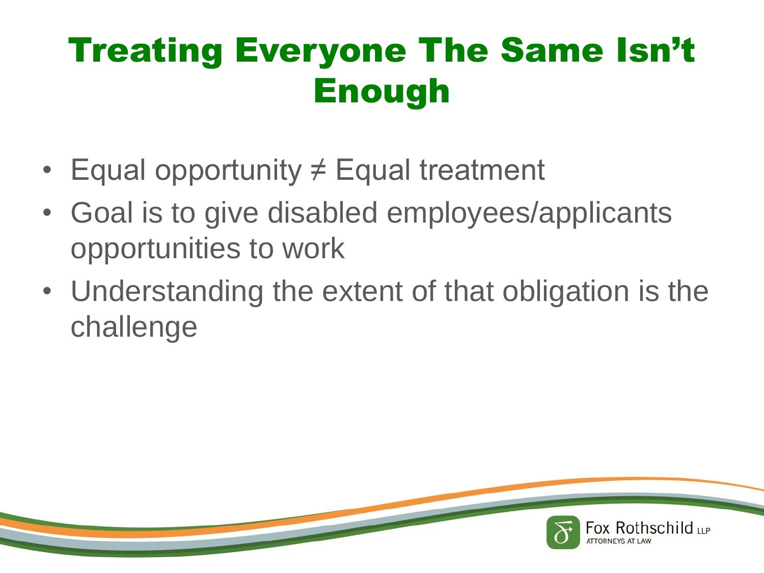# Treating Everyone The Same Isn't Enough

- Equal opportunity ≠ Equal treatment
- Goal is to give disabled employees/applicants opportunities to work
- Understanding the extent of that obligation is the challenge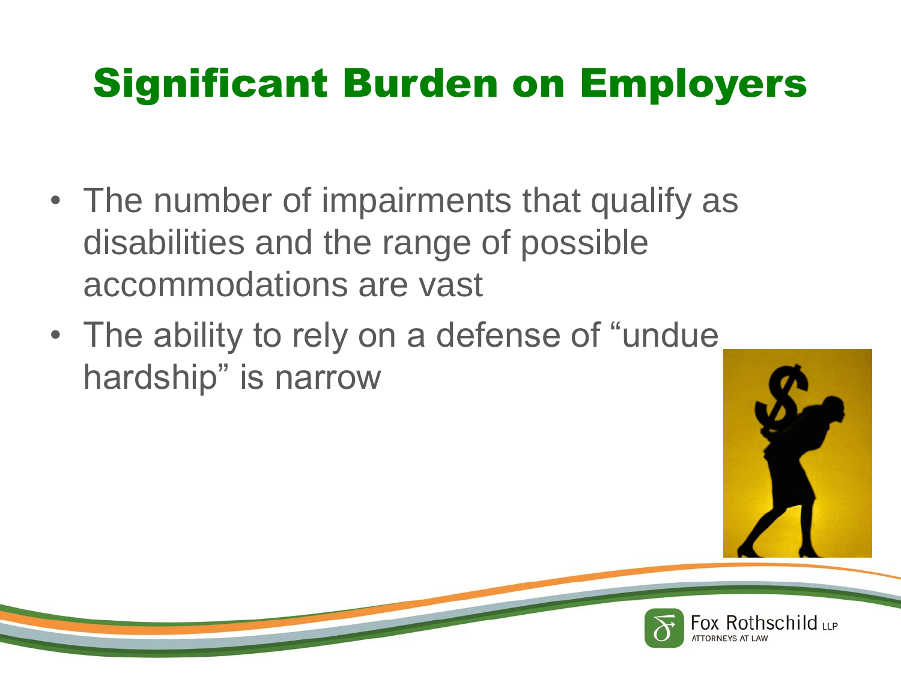# Significant Burden on Employers

- The number of impairments that qualify as disabilities and the range of possible accommodations are vast
- The ability to rely on a defense of “undue hardship” is narrow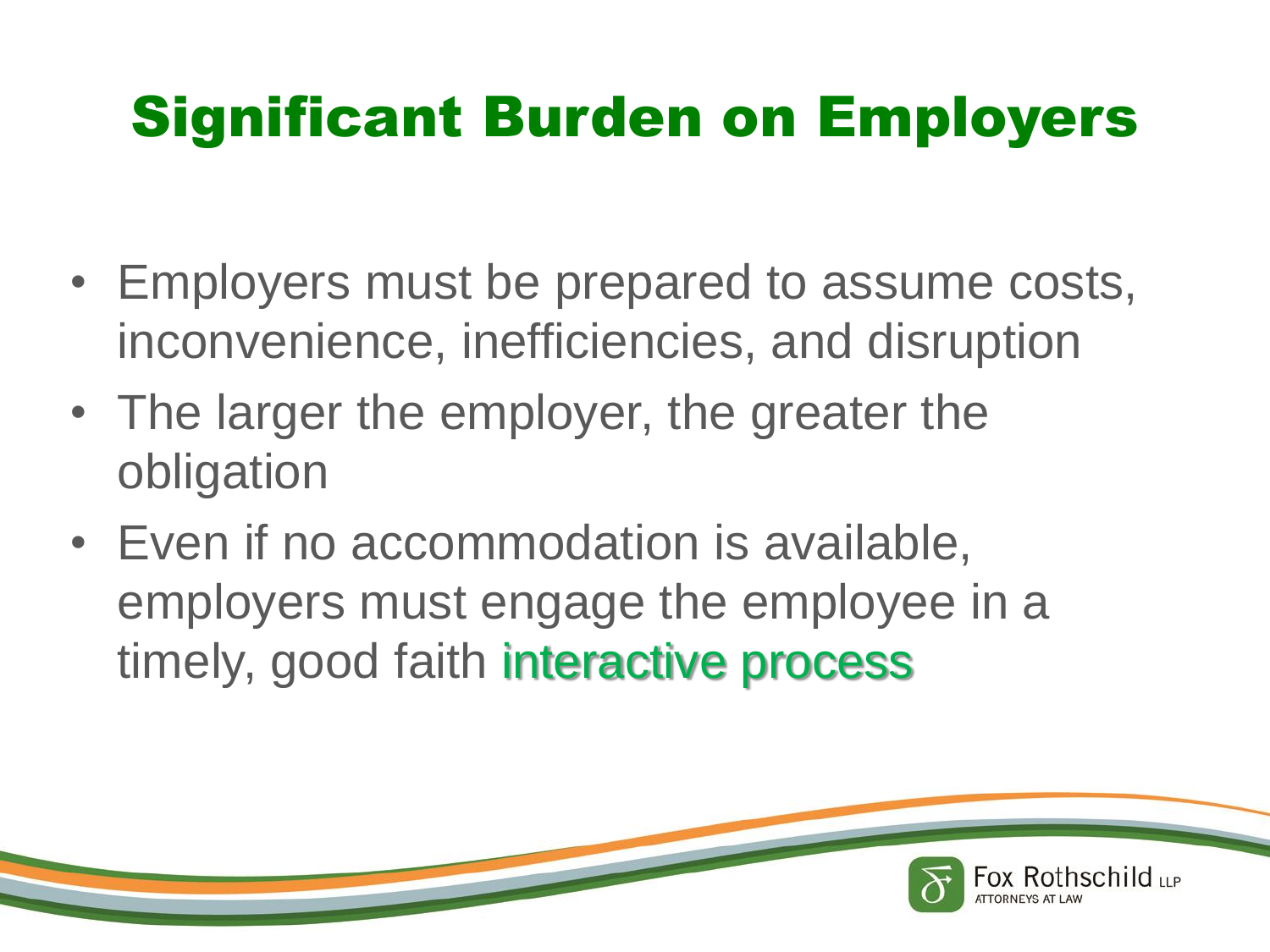# Significant Burden on Employers

- Employers must be prepared to assume costs, inconvenience, inefficiencies, and disruption
- The larger the employer, the greater the obligation
- Even if no accommodation is available, employers must engage the employee in a timely, good faith interactive process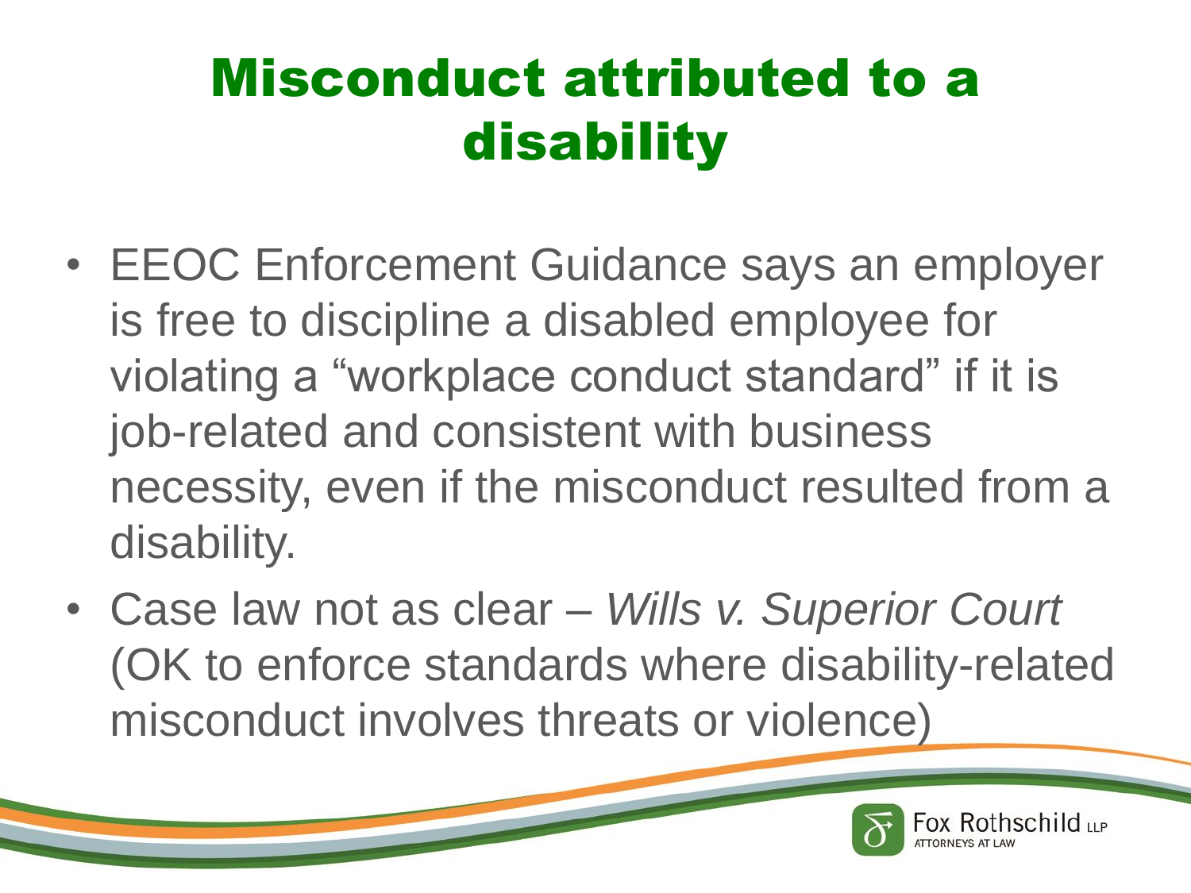# Misconduct attributed to a disability

- EEOC Enforcement Guidance says an employer is free to discipline a disabled employee for violating a "workplace conduct standard" if it is job-related and consistent with business necessity, even if the misconduct resulted from a disability.
- Case law not as clear – *Wills v. Superior Court* (OK to enforce standards where disability-related misconduct involves threats or violence)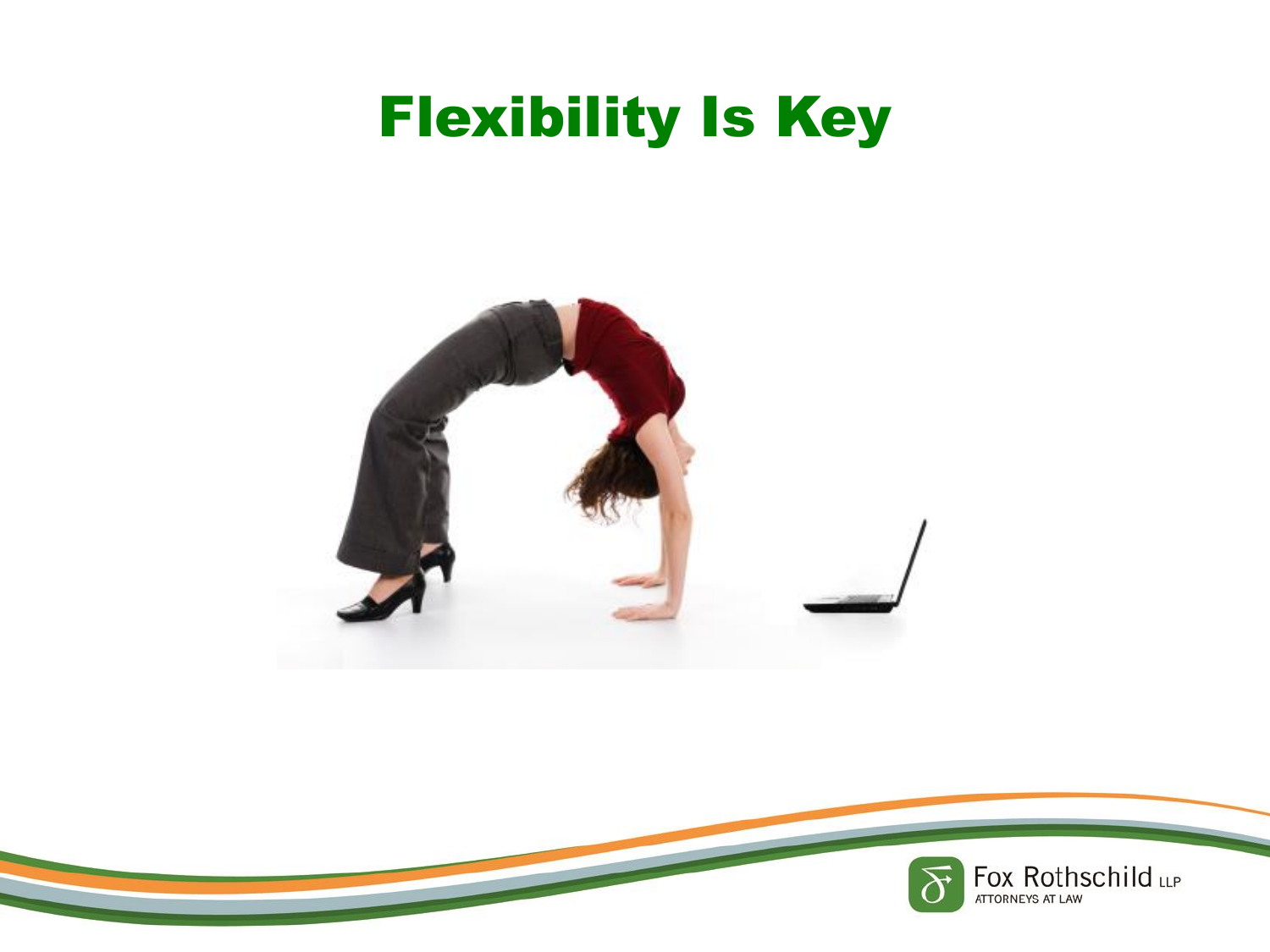# Flexibility Is Key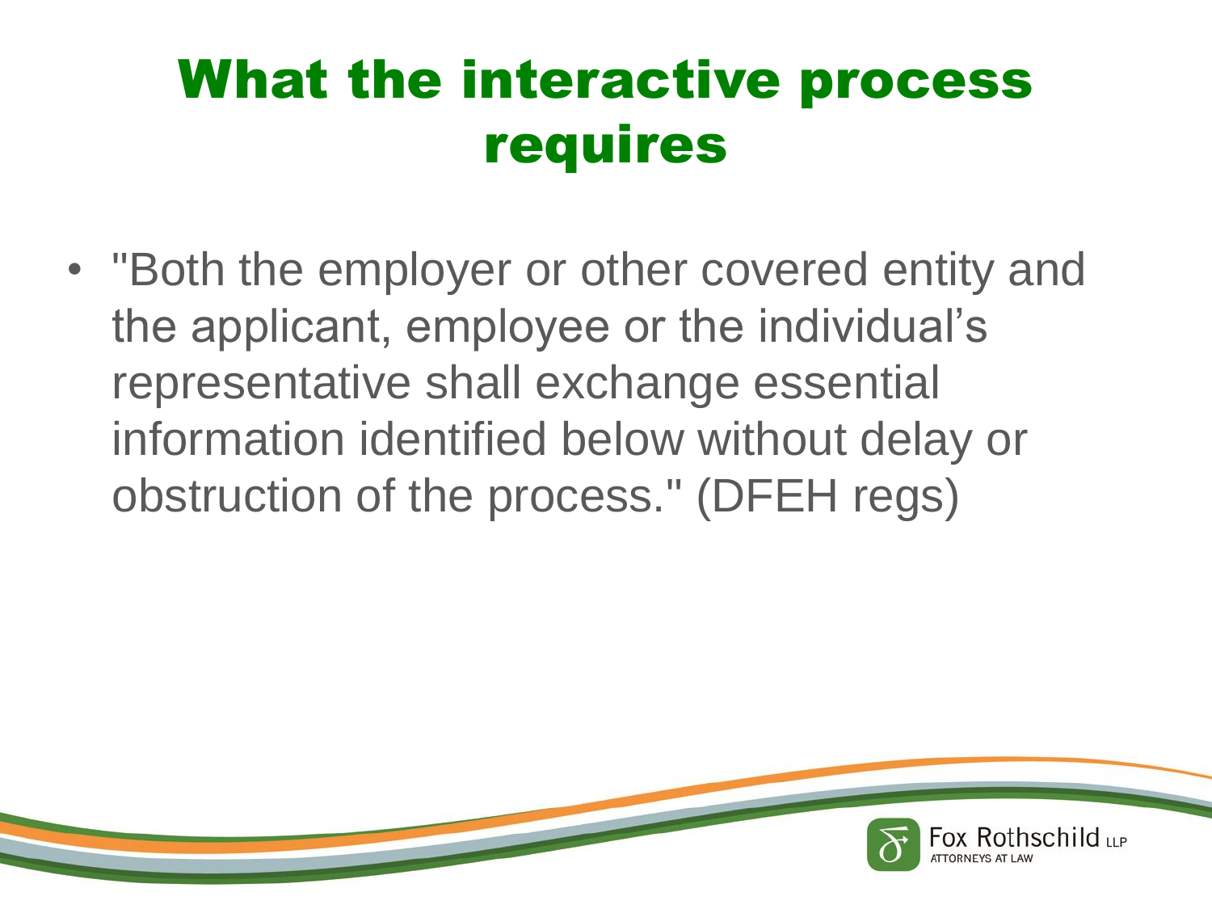# What the interactive process requires

- "Both the employer or other covered entity and the applicant, employee or the individual's representative shall exchange essential information identified below without delay or obstruction of the process." (DFEH regs)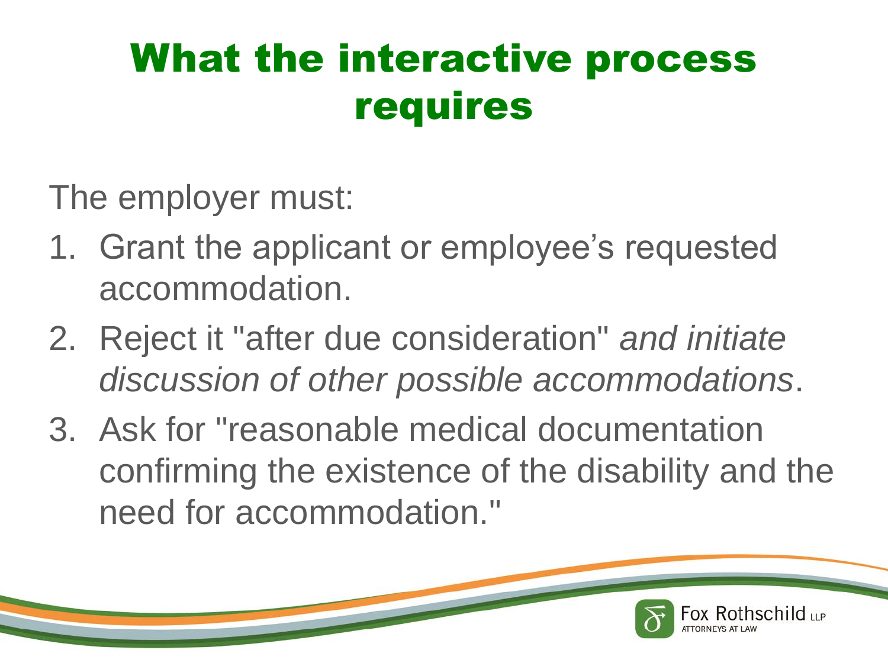# What the interactive process requires

The employer must:

1. Grant the applicant or employee's requested accommodation.
2. Reject it "after due consideration" *and initiate discussion of other possible accommodations*.
3. Ask for "reasonable medical documentation confirming the existence of the disability and the need for accommodation."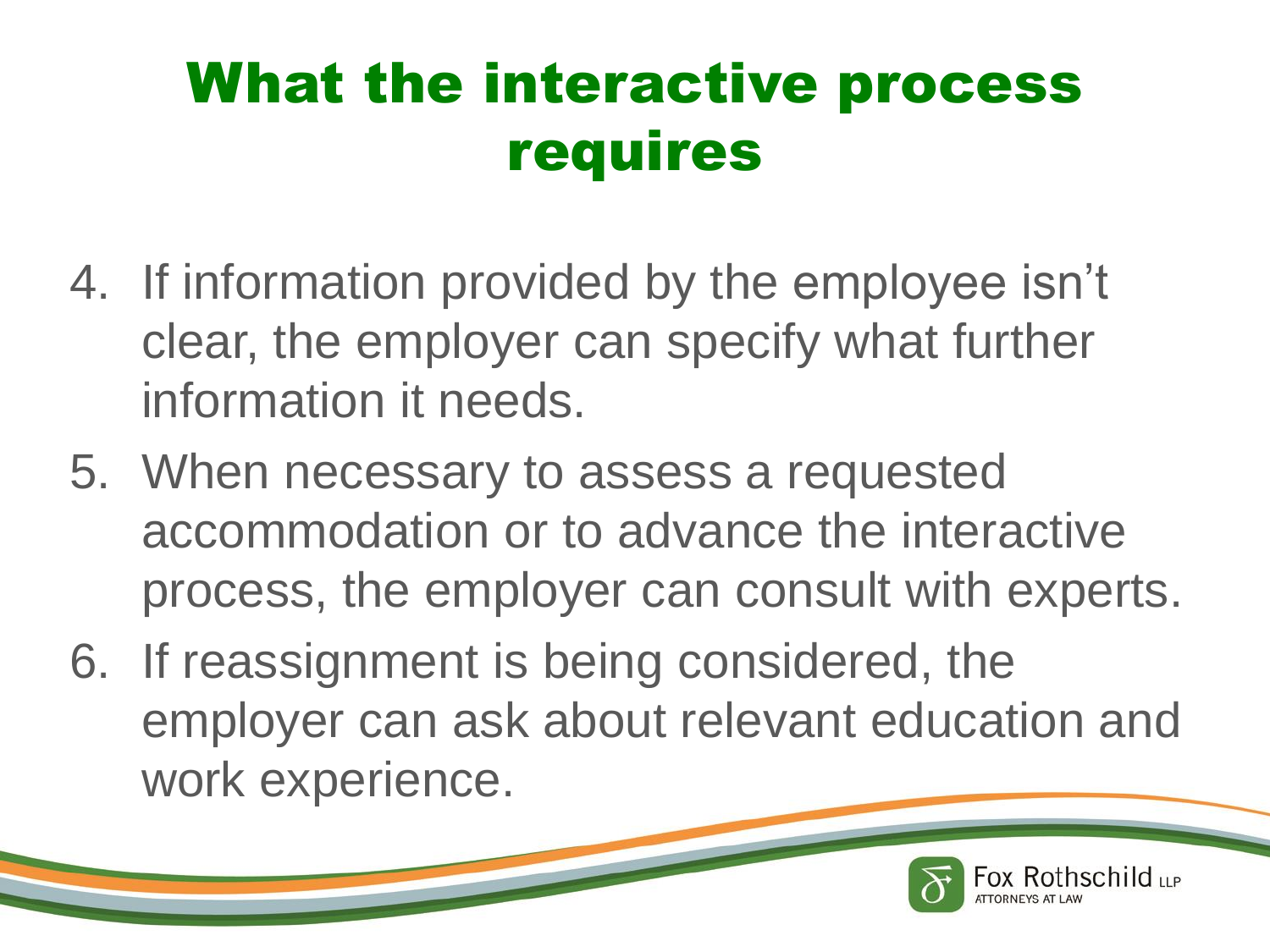# What the interactive process requires

4. If information provided by the employee isn't clear, the employer can specify what further information it needs.
5. When necessary to assess a requested accommodation or to advance the interactive process, the employer can consult with experts.
6. If reassignment is being considered, the employer can ask about relevant education and work experience.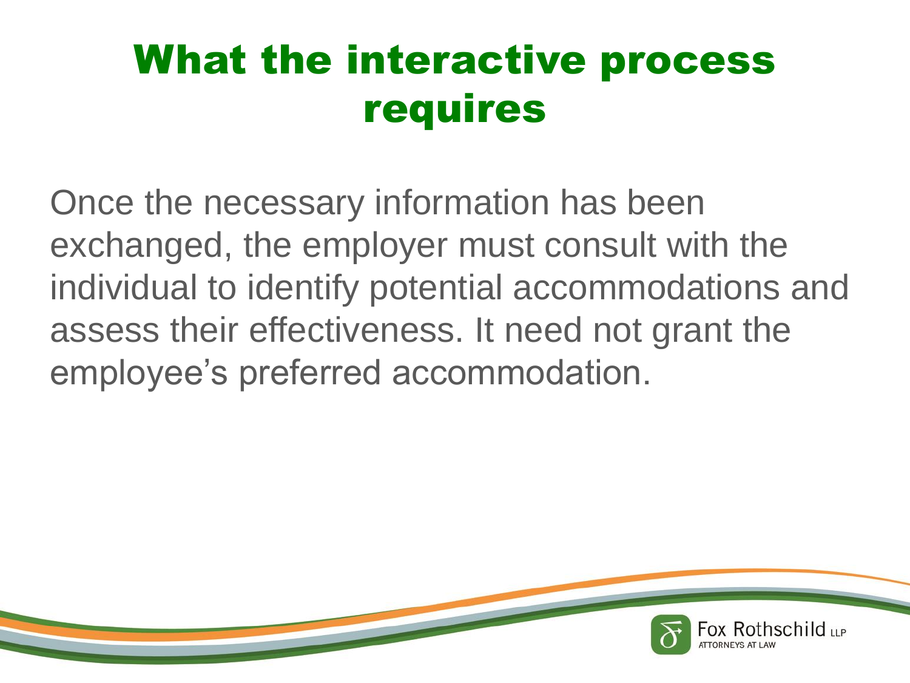# What the interactive process requires

Once the necessary information has been exchanged, the employer must consult with the individual to identify potential accommodations and assess their effectiveness. It need not grant the employee's preferred accommodation.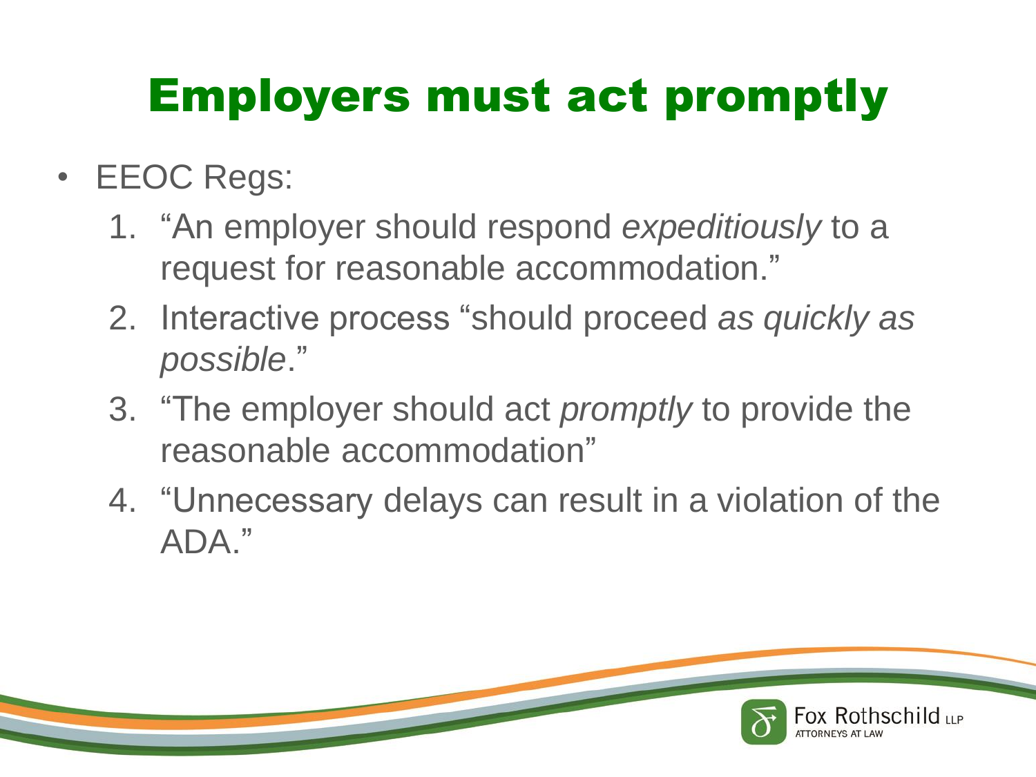# Employers must act promptly

- EEOC Regs:
  1. "An employer should respond *expeditiously* to a request for reasonable accommodation."
  2. Interactive process "should proceed *as quickly as possible*."
  3. "The employer should act *promptly* to provide the reasonable accommodation"
  4. "Unnecessary delays can result in a violation of the ADA."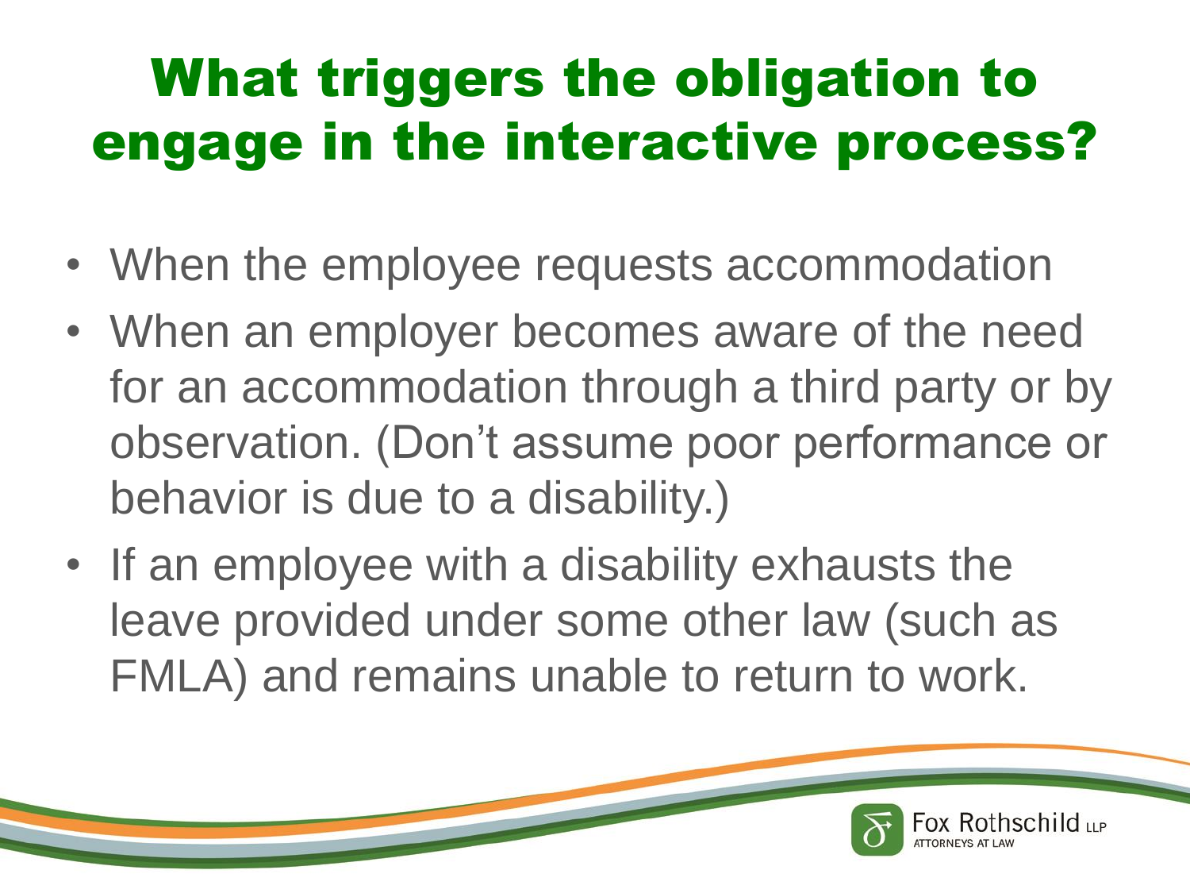# What triggers the obligation to engage in the interactive process?

- When the employee requests accommodation
- When an employer becomes aware of the need for an accommodation through a third party or by observation. (Don't assume poor performance or behavior is due to a disability.)
- If an employee with a disability exhausts the leave provided under some other law (such as FMLA) and remains unable to return to work.

Fox Rothschild LLP
ATTORNEYS AT LAW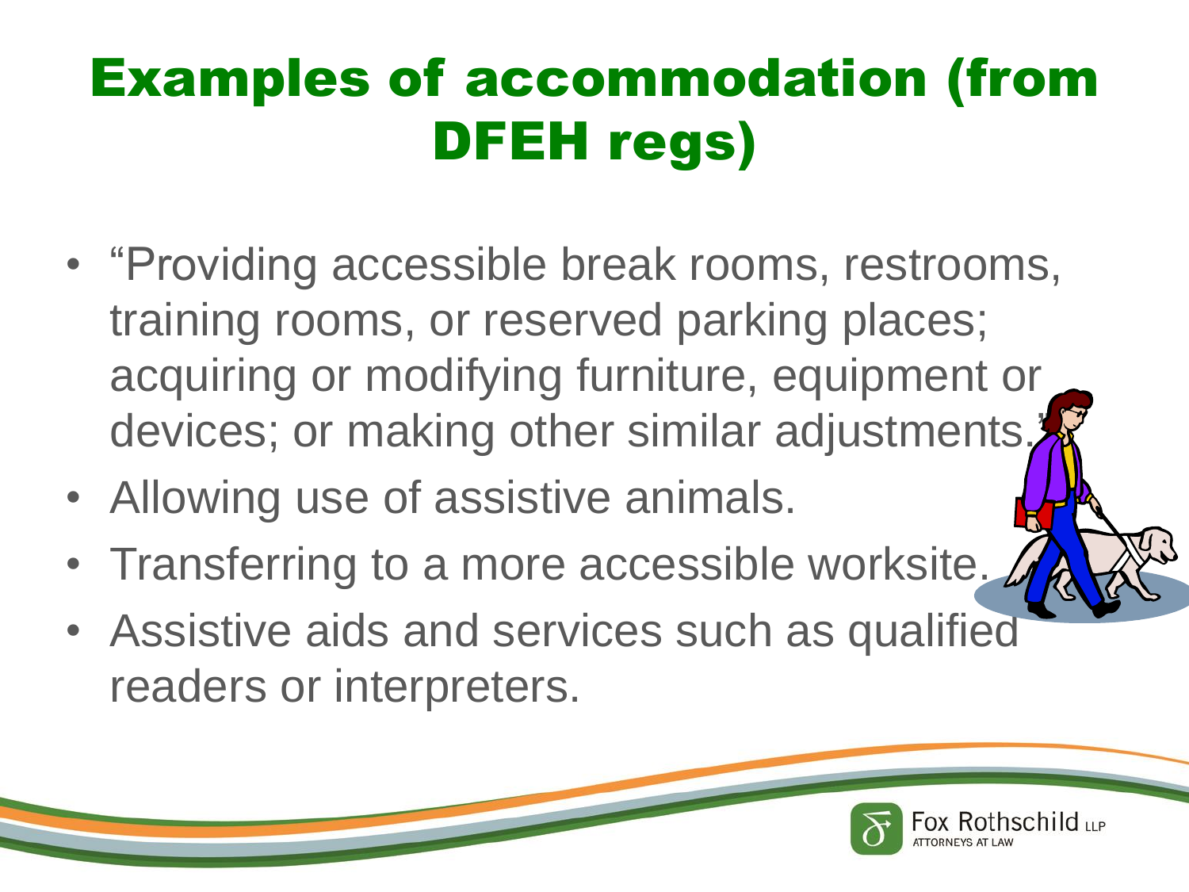# Examples of accommodation (from DFEH regs)

- "Providing accessible break rooms, restrooms, training rooms, or reserved parking places; acquiring or modifying furniture, equipment or devices; or making other similar adjustments."
- Allowing use of assistive animals.
- Transferring to a more accessible worksite.
- Assistive aids and services such as qualified readers or interpreters.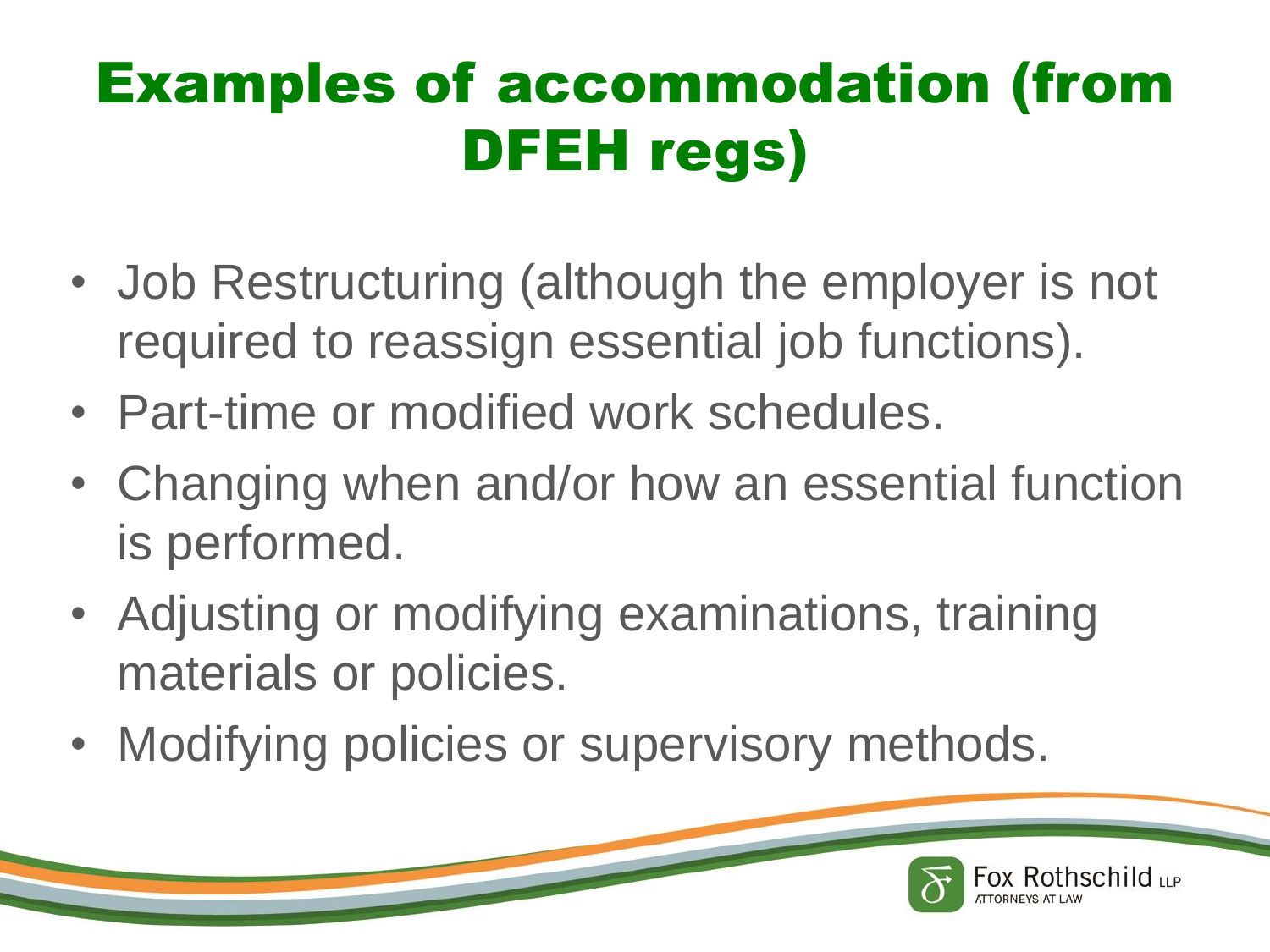# Examples of accommodation (from DFEH regs)

- Job Restructuring (although the employer is not required to reassign essential job functions).
- Part-time or modified work schedules.
- Changing when and/or how an essential function is performed.
- Adjusting or modifying examinations, training materials or policies.
- Modifying policies or supervisory methods.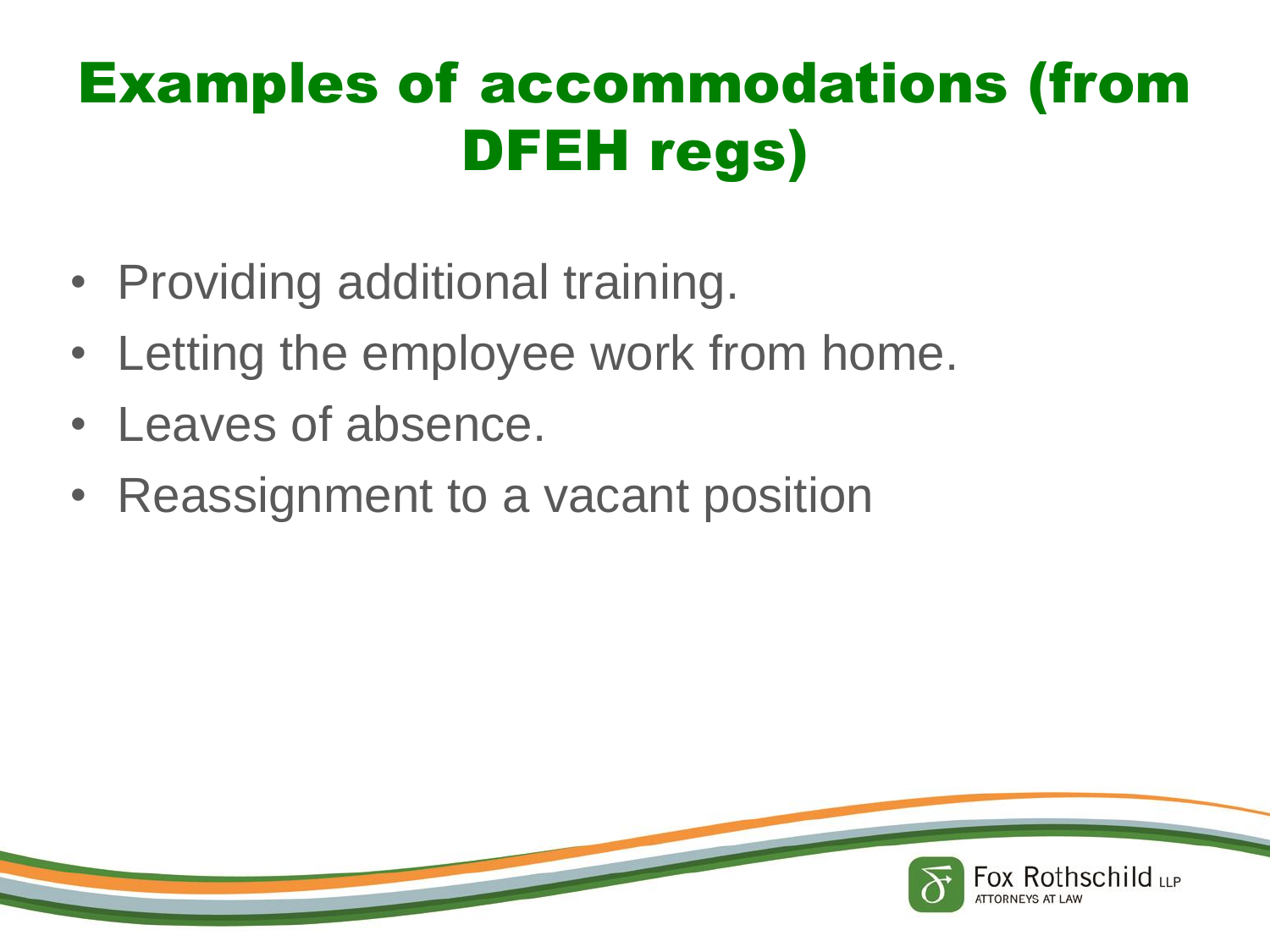# Examples of accommodations (from DFEH regs)

- Providing additional training.
- Letting the employee work from home.
- Leaves of absence.
- Reassignment to a vacant position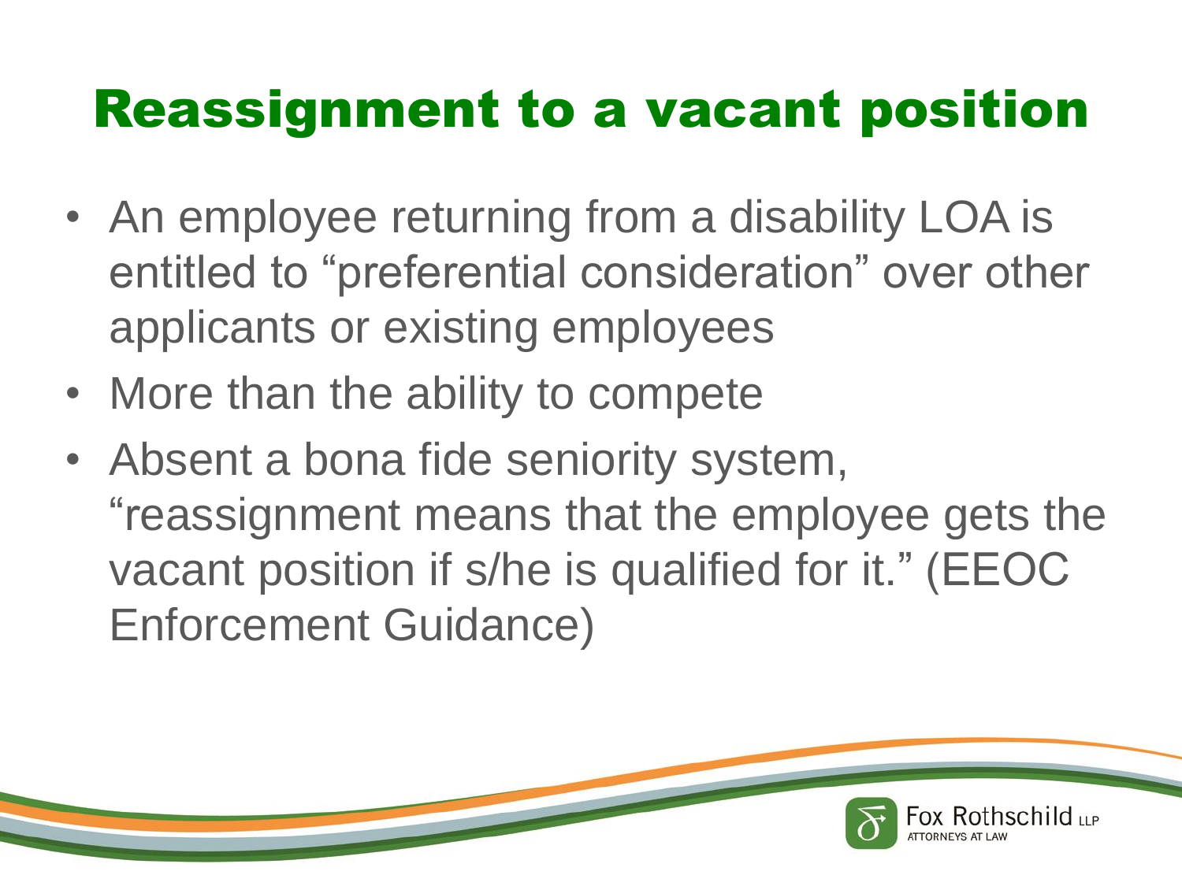# Reassignment to a vacant position

- An employee returning from a disability LOA is entitled to "preferential consideration" over other applicants or existing employees
- More than the ability to compete
- Absent a bona fide seniority system, "reassignment means that the employee gets the vacant position if s/he is qualified for it." (EEOC Enforcement Guidance)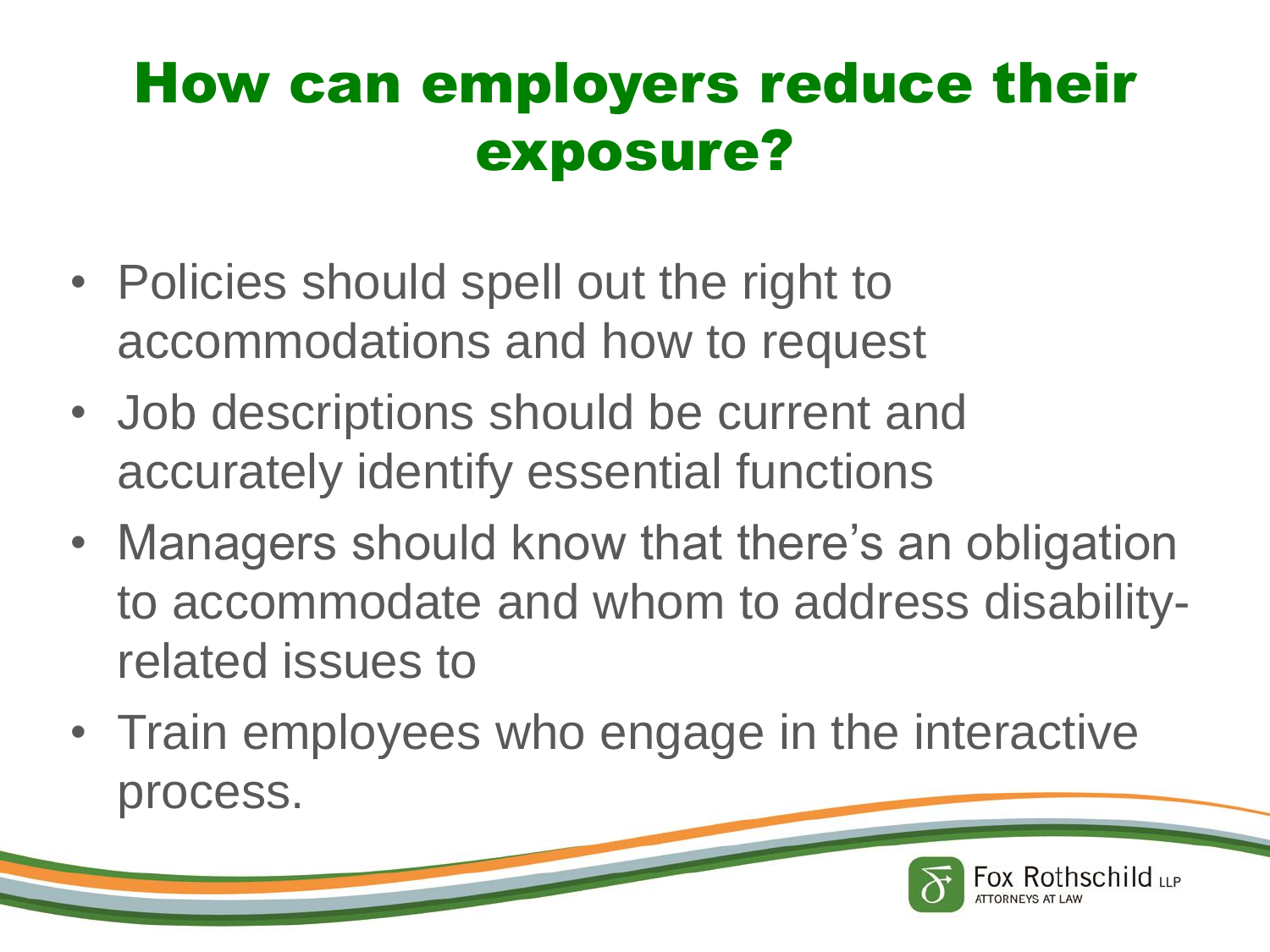# How can employers reduce their exposure?

- Policies should spell out the right to accommodations and how to request
- Job descriptions should be current and accurately identify essential functions
- Managers should know that there's an obligation to accommodate and whom to address disability-related issues to
- Train employees who engage in the interactive process.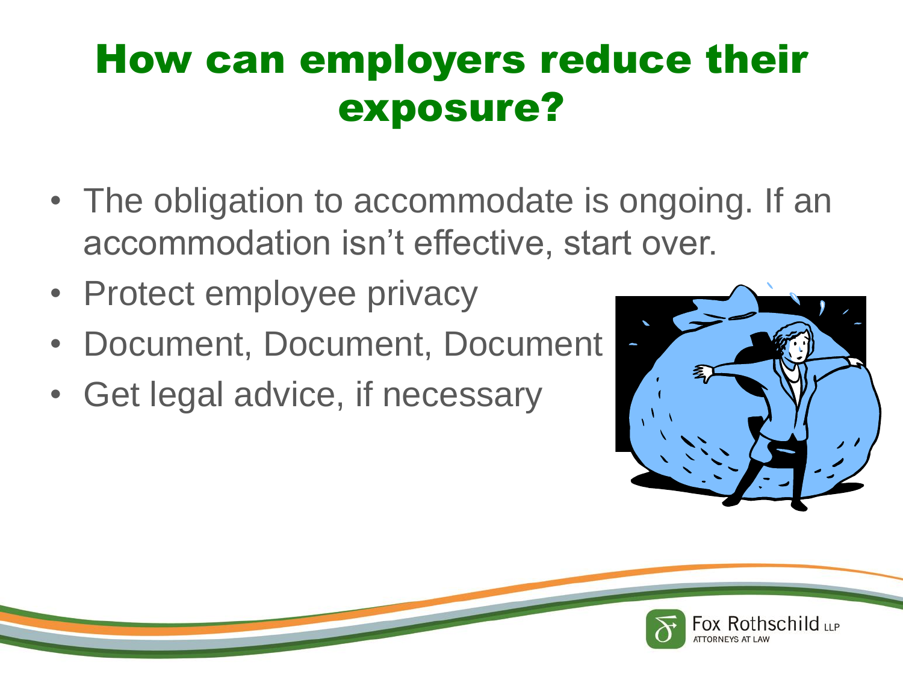# How can employers reduce their exposure?

- The obligation to accommodate is ongoing. If an accommodation isn't effective, start over.
- Protect employee privacy
- Document, Document, Document
- Get legal advice, if necessary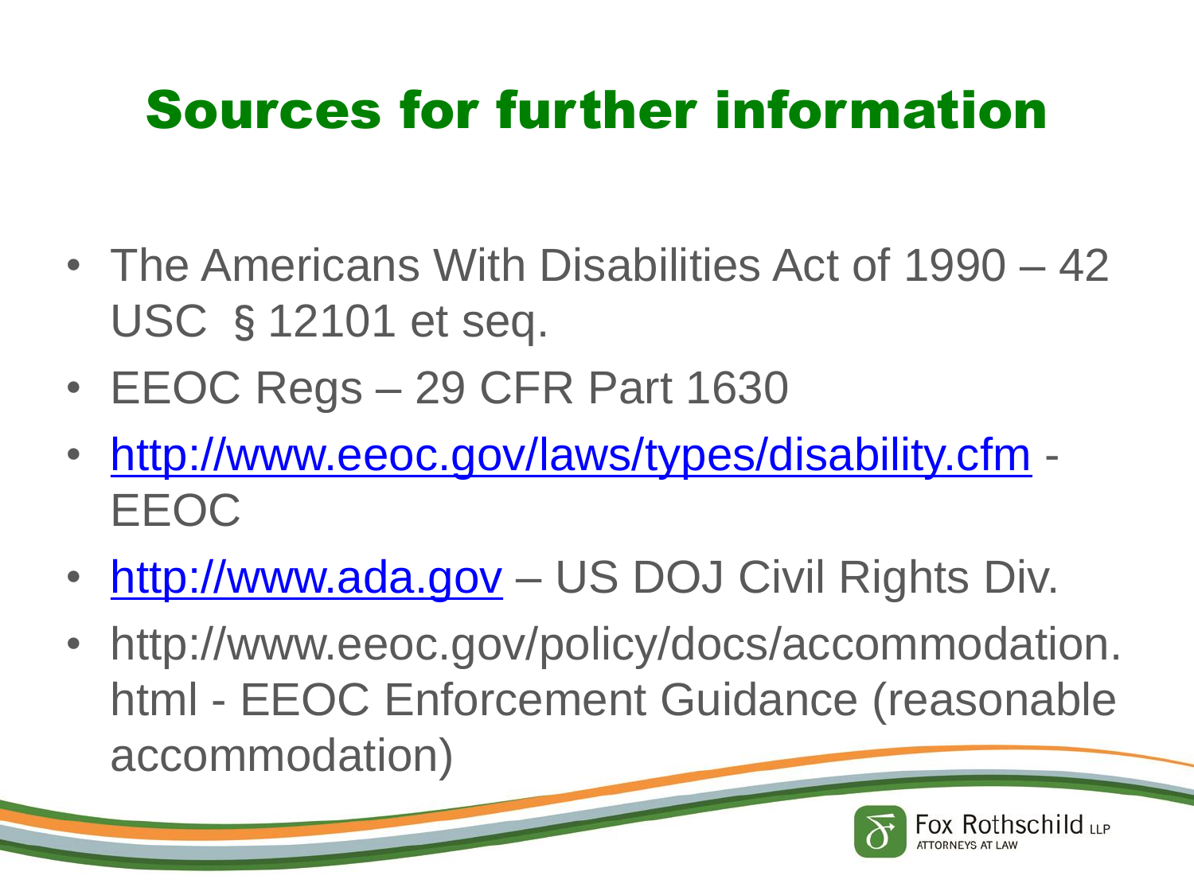# Sources for further information

- The Americans With Disabilities Act of 1990 – 42 USC § 12101 et seq.
- EEOC Regs – 29 CFR Part 1630
- [http://www.eeoc.gov/laws/types/disability.cfm](http://www.eeoc.gov/laws/types/disability.cfm) - EEOC
- [http://www.ada.gov](http://www.ada.gov) – US DOJ Civil Rights Div.
- http://www.eeoc.gov/policy/docs/accommodation.html - EEOC Enforcement Guidance (reasonable accommodation)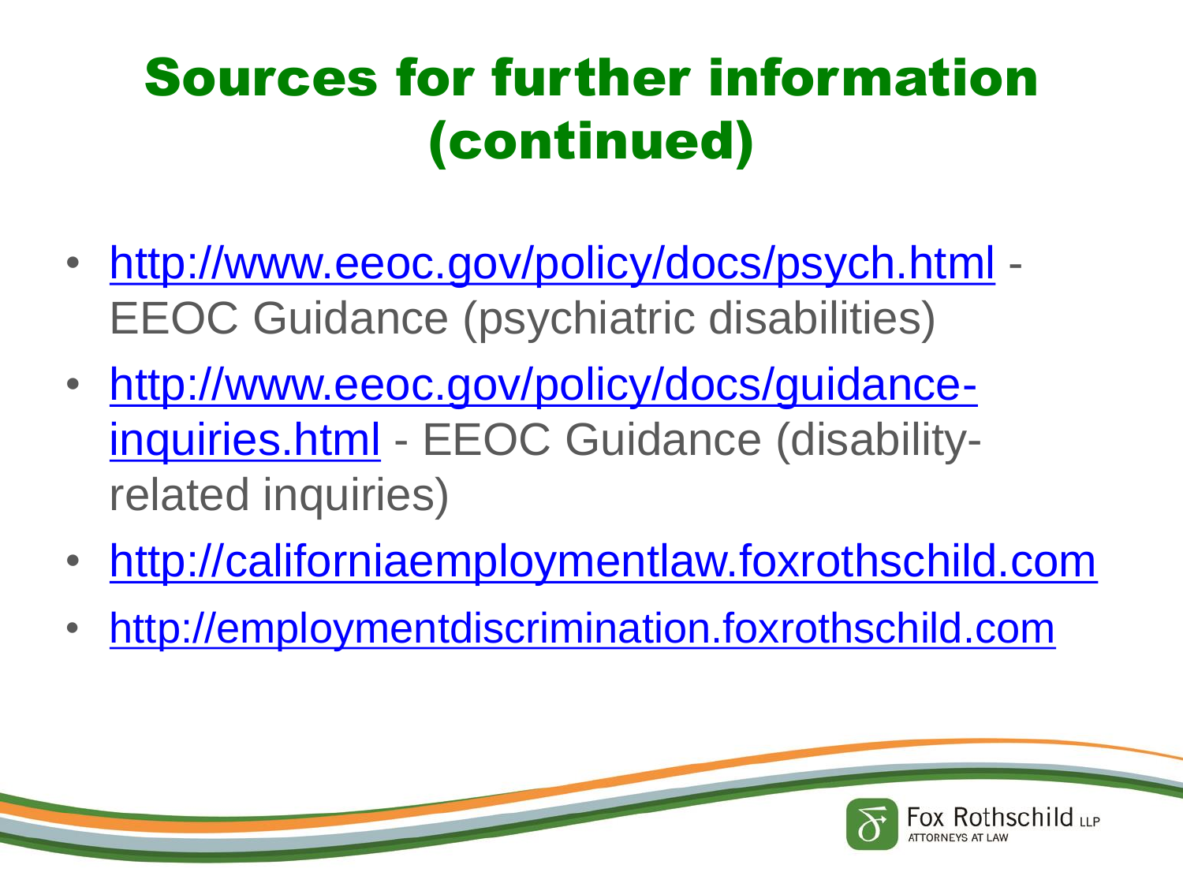# Sources for further information (continued)

- http://www.eeoc.gov/policy/docs/psych.html - EEOC Guidance (psychiatric disabilities)
- http://www.eeoc.gov/policy/docs/guidance-inquiries.html - EEOC Guidance (disability-related inquiries)
- http://californiaemploymentlaw.foxrothschild.com
- http://employmentdiscrimination.foxrothschild.com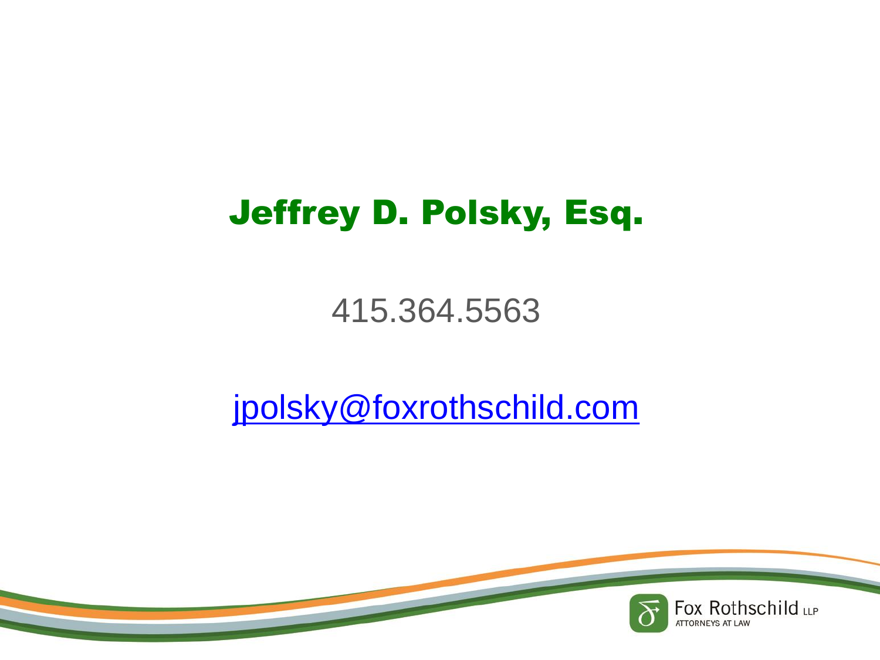## Jeffrey D. Polsky, Esq.

415.364.5563

jpolsky@foxrothschild.com

Fox Rothschild LLP
ATTORNEYS AT LAW